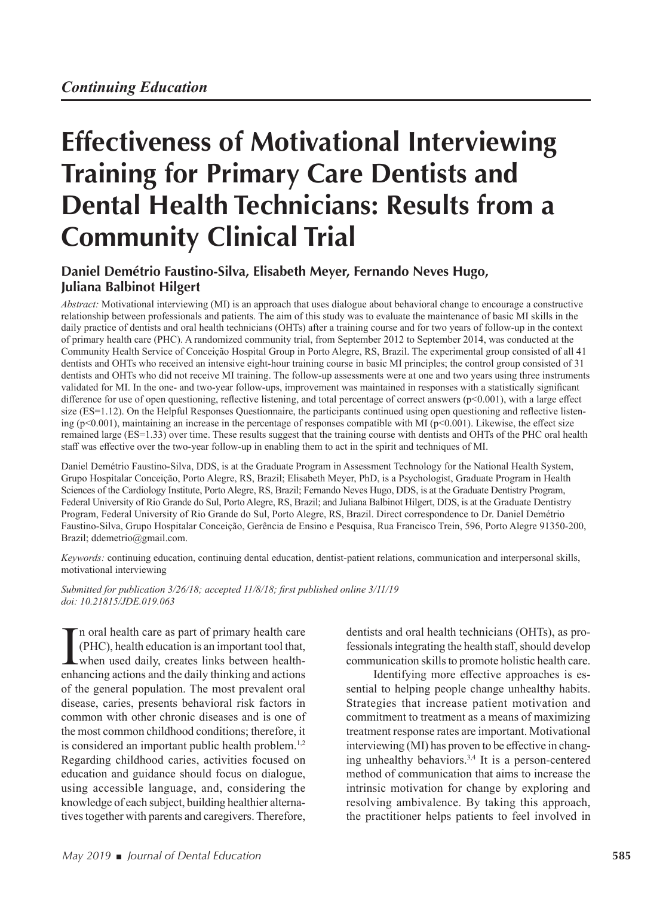*Continuing Education*

# Effectiveness of Motivational Interviewing Training for Primary Care Dentists and Dental Health Technicians: Results from a Community Clinical Trial

**Daniel Demétrio Faustino-Silva, Elisabeth Meyer, Fernando Neves Hugo, Juliana Balbinot Hilgert**

*Abstract:* Motivational interviewing (MI) is an approach that uses dialogue about behavioral change to encourage a constructive relationship between professionals and patients. The aim of this study was to evaluate the maintenance of basic MI skills in the daily practice of dentists and oral health technicians (OHTs) after a training course and for two years of follow-up in the context of primary health care (PHC). A randomized community trial, from September 2012 to September 2014, was conducted at the Community Health Service of Conceição Hospital Group in Porto Alegre, RS, Brazil. The experimental group consisted of all 41 dentists and OHTs who received an intensive eight-hour training course in basic MI principles; the control group consisted of 31 dentists and OHTs who did not receive MI training. The follow-up assessments were at one and two years using three instruments validated for MI. In the one- and two-year follow-ups, improvement was maintained in responses with a statistically significant difference for use of open questioning, reflective listening, and total percentage of correct answers ($p<0.001$), with a large effect size (ES=1.12). On the Helpful Responses Questionnaire, the participants continued using open questioning and reflective listening ($p<0.001$), maintaining an increase in the percentage of responses compatible with MI ($p<0.001$). Likewise, the effect size remained large (ES=1.33) over time. These results suggest that the training course with dentists and OHTs of the PHC oral health staff was effective over the two-year follow-up in enabling them to act in the spirit and techniques of MI.

Daniel Demétrio Faustino-Silva, DDS, is at the Graduate Program in Assessment Technology for the National Health System, Grupo Hospitalar Conceição, Porto Alegre, RS, Brazil; Elisabeth Meyer, PhD, is a Psychologist, Graduate Program in Health Sciences of the Cardiology Institute, Porto Alegre, RS, Brazil; Fernando Neves Hugo, DDS, is at the Graduate Dentistry Program, Federal University of Rio Grande do Sul, Porto Alegre, RS, Brazil; and Juliana Balbinot Hilgert, DDS, is at the Graduate Dentistry Program, Federal University of Rio Grande do Sul, Porto Alegre, RS, Brazil. Direct correspondence to Dr. Daniel Demétrio Faustino-Silva, Grupo Hospitalar Conceição, Gerência de Ensino e Pesquisa, Rua Francisco Trein, 596, Porto Alegre 91350-200, Brazil; ddemetrio@gmail.com.

*Keywords:* continuing education, continuing dental education, dentist-patient relations, communication and interpersonal skills, motivational interviewing

*Submitted for publication 3/26/18; accepted 11/8/18; first published online 3/11/19*
*doi: 10.21815/JDE.019.063*

In oral health care as part of primary health care (PHC), health education is an important tool that, when used daily, creates links between health-enhancing actions and the daily thinking and actions of the general population. The most prevalent oral disease, caries, presents behavioral risk factors in common with other chronic diseases and is one of the most common childhood conditions; therefore, it is considered an important public health problem.[1,2] Regarding childhood caries, activities focused on education and guidance should focus on dialogue, using accessible language, and, considering the knowledge of each subject, building healthier alternatives together with parents and caregivers. Therefore, dentists and oral health technicians (OHTs), as professionals integrating the health staff, should develop communication skills to promote holistic health care.

Identifying more effective approaches is essential to helping people change unhealthy habits. Strategies that increase patient motivation and commitment to treatment as a means of maximizing treatment response rates are important. Motivational interviewing (MI) has proven to be effective in changing unhealthy behaviors.[3,4] It is a person-centered method of communication that aims to increase the intrinsic motivation for change by exploring and resolving ambivalence. By taking this approach, the practitioner helps patients to feel involved in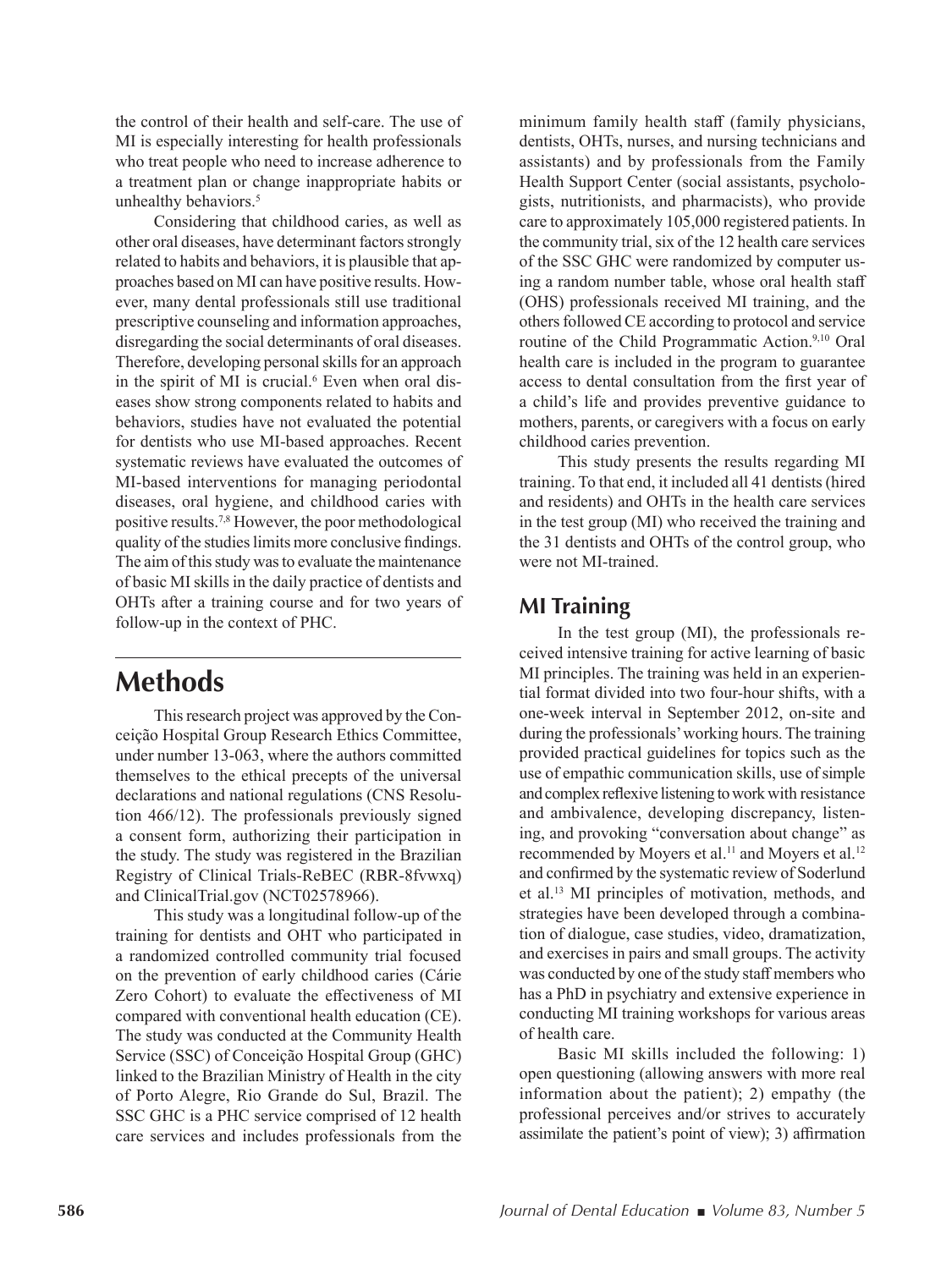the control of their health and self-care. The use of MI is especially interesting for health professionals who treat people who need to increase adherence to a treatment plan or change inappropriate habits or unhealthy behaviors.[5]

Considering that childhood caries, as well as other oral diseases, have determinant factors strongly related to habits and behaviors, it is plausible that approaches based on MI can have positive results. However, many dental professionals still use traditional prescriptive counseling and information approaches, disregarding the social determinants of oral diseases. Therefore, developing personal skills for an approach in the spirit of MI is crucial.[6] Even when oral diseases show strong components related to habits and behaviors, studies have not evaluated the potential for dentists who use MI-based approaches. Recent systematic reviews have evaluated the outcomes of MI-based interventions for managing periodontal diseases, oral hygiene, and childhood caries with positive results.[7,8] However, the poor methodological quality of the studies limits more conclusive findings. The aim of this study was to evaluate the maintenance of basic MI skills in the daily practice of dentists and OHTs after a training course and for two years of follow-up in the context of PHC.

# Methods

This research project was approved by the Conceição Hospital Group Research Ethics Committee, under number 13-063, where the authors committed themselves to the ethical precepts of the universal declarations and national regulations (CNS Resolution 466/12). The professionals previously signed a consent form, authorizing their participation in the study. The study was registered in the Brazilian Registry of Clinical Trials-ReBEC (RBR-8fvwxq) and ClinicalTrial.gov (NCT02578966).

This study was a longitudinal follow-up of the training for dentists and OHT who participated in a randomized controlled community trial focused on the prevention of early childhood caries (Cárie Zero Cohort) to evaluate the effectiveness of MI compared with conventional health education (CE). The study was conducted at the Community Health Service (SSC) of Conceição Hospital Group (GHC) linked to the Brazilian Ministry of Health in the city of Porto Alegre, Rio Grande do Sul, Brazil. The SSC GHC is a PHC service comprised of 12 health care services and includes professionals from the minimum family health staff (family physicians, dentists, OHTs, nurses, and nursing technicians and assistants) and by professionals from the Family Health Support Center (social assistants, psychologists, nutritionists, and pharmacists), who provide care to approximately 105,000 registered patients. In the community trial, six of the 12 health care services of the SSC GHC were randomized by computer using a random number table, whose oral health staff (OHS) professionals received MI training, and the others followed CE according to protocol and service routine of the Child Programmatic Action.[9,10] Oral health care is included in the program to guarantee access to dental consultation from the first year of a child's life and provides preventive guidance to mothers, parents, or caregivers with a focus on early childhood caries prevention.

This study presents the results regarding MI training. To that end, it included all 41 dentists (hired and residents) and OHTs in the health care services in the test group (MI) who received the training and the 31 dentists and OHTs of the control group, who were not MI-trained.

## MI Training

In the test group (MI), the professionals received intensive training for active learning of basic MI principles. The training was held in an experiential format divided into two four-hour shifts, with a one-week interval in September 2012, on-site and during the professionals' working hours. The training provided practical guidelines for topics such as the use of empathic communication skills, use of simple and complex reflexive listening to work with resistance and ambivalence, developing discrepancy, listening, and provoking "conversation about change" as recommended by Moyers et al.[11] and Moyers et al.[12] and confirmed by the systematic review of Soderlund et al.[13] MI principles of motivation, methods, and strategies have been developed through a combination of dialogue, case studies, video, dramatization, and exercises in pairs and small groups. The activity was conducted by one of the study staff members who has a PhD in psychiatry and extensive experience in conducting MI training workshops for various areas of health care.

Basic MI skills included the following: 1) open questioning (allowing answers with more real information about the patient); 2) empathy (the professional perceives and/or strives to accurately assimilate the patient's point of view); 3) affirmation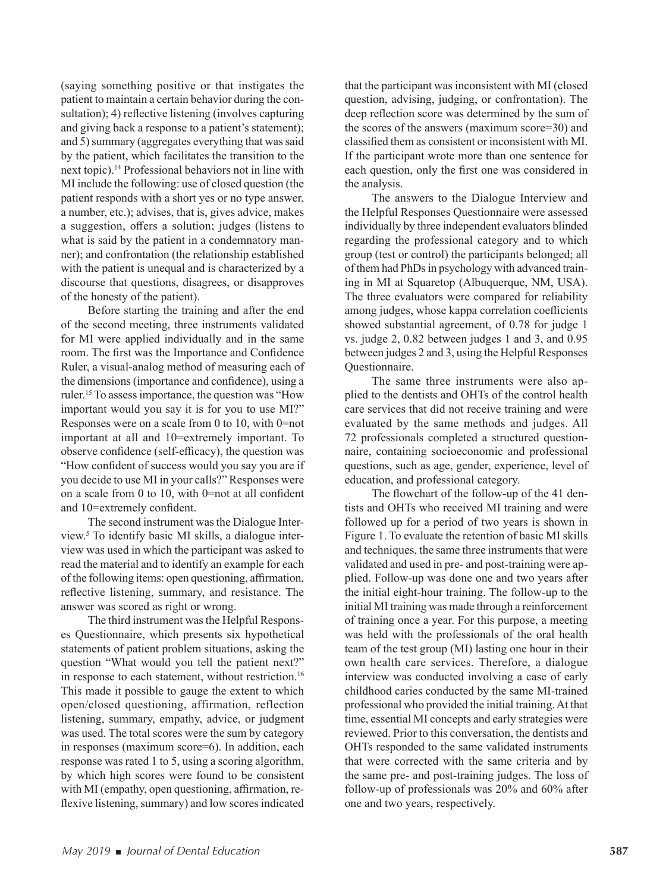(saying something positive or that instigates the patient to maintain a certain behavior during the consultation); 4) reflective listening (involves capturing and giving back a response to a patient's statement); and 5) summary (aggregates everything that was said by the patient, which facilitates the transition to the next topic).[14] Professional behaviors not in line with MI include the following: use of closed question (the patient responds with a short yes or no type answer, a number, etc.); advises, that is, gives advice, makes a suggestion, offers a solution; judges (listens to what is said by the patient in a condemnatory manner); and confrontation (the relationship established with the patient is unequal and is characterized by a discourse that questions, disagrees, or disapproves of the honesty of the patient).

Before starting the training and after the end of the second meeting, three instruments validated for MI were applied individually and in the same room. The first was the Importance and Confidence Ruler, a visual-analog method of measuring each of the dimensions (importance and confidence), using a ruler.[15] To assess importance, the question was "How important would you say it is for you to use MI?" Responses were on a scale from 0 to 10, with 0=not important at all and 10=extremely important. To observe confidence (self-efficacy), the question was "How confident of success would you say you are if you decide to use MI in your calls?" Responses were on a scale from 0 to 10, with 0=not at all confident and 10=extremely confident.

The second instrument was the Dialogue Interview.[5] To identify basic MI skills, a dialogue interview was used in which the participant was asked to read the material and to identify an example for each of the following items: open questioning, affirmation, reflective listening, summary, and resistance. The answer was scored as right or wrong.

The third instrument was the Helpful Responses Questionnaire, which presents six hypothetical statements of patient problem situations, asking the question "What would you tell the patient next?" in response to each statement, without restriction.[16] This made it possible to gauge the extent to which open/closed questioning, affirmation, reflection listening, summary, empathy, advice, or judgment was used. The total scores were the sum by category in responses (maximum score=6). In addition, each response was rated 1 to 5, using a scoring algorithm, by which high scores were found to be consistent with MI (empathy, open questioning, affirmation, reflexive listening, summary) and low scores indicated that the participant was inconsistent with MI (closed question, advising, judging, or confrontation). The deep reflection score was determined by the sum of the scores of the answers (maximum score=30) and classified them as consistent or inconsistent with MI. If the participant wrote more than one sentence for each question, only the first one was considered in the analysis.

The answers to the Dialogue Interview and the Helpful Responses Questionnaire were assessed individually by three independent evaluators blinded regarding the professional category and to which group (test or control) the participants belonged; all of them had PhDs in psychology with advanced training in MI at Squaretop (Albuquerque, NM, USA). The three evaluators were compared for reliability among judges, whose kappa correlation coefficients showed substantial agreement, of 0.78 for judge 1 vs. judge 2, 0.82 between judges 1 and 3, and 0.95 between judges 2 and 3, using the Helpful Responses Questionnaire.

The same three instruments were also applied to the dentists and OHTs of the control health care services that did not receive training and were evaluated by the same methods and judges. All 72 professionals completed a structured questionnaire, containing socioeconomic and professional questions, such as age, gender, experience, level of education, and professional category.

The flowchart of the follow-up of the 41 dentists and OHTs who received MI training and were followed up for a period of two years is shown in Figure 1. To evaluate the retention of basic MI skills and techniques, the same three instruments that were validated and used in pre- and post-training were applied. Follow-up was done one and two years after the initial eight-hour training. The follow-up to the initial MI training was made through a reinforcement of training once a year. For this purpose, a meeting was held with the professionals of the oral health team of the test group (MI) lasting one hour in their own health care services. Therefore, a dialogue interview was conducted involving a case of early childhood caries conducted by the same MI-trained professional who provided the initial training. At that time, essential MI concepts and early strategies were reviewed. Prior to this conversation, the dentists and OHTs responded to the same validated instruments that were corrected with the same criteria and by the same pre- and post-training judges. The loss of follow-up of professionals was 20% and 60% after one and two years, respectively.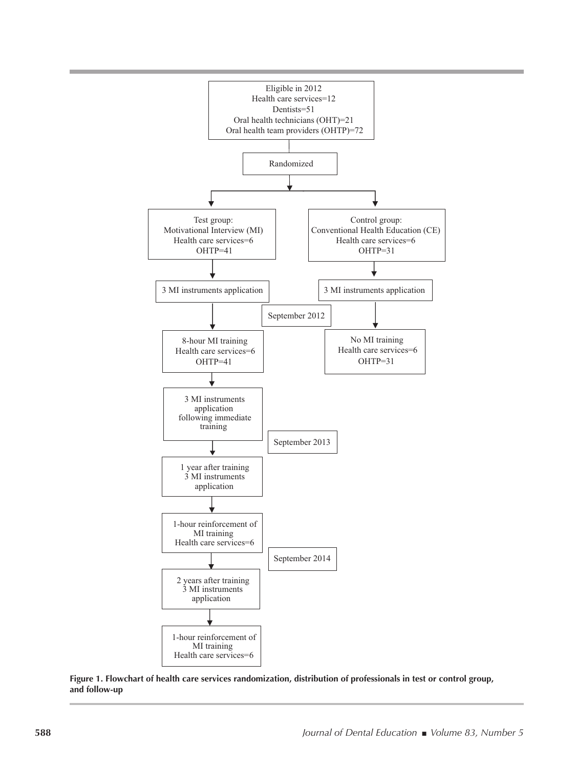Eligible in 2012
Health care services=12
Dentists=51
Oral health technicians (OHT)=21
Oral health team providers (OHTP)=72

Randomized

Test group:
Motivational Interview (MI)
Health care services=6
OHTP=41

Control group:
Conventional Health Education (CE)
Health care services=6
OHTP=31

3 MI instruments application

3 MI instruments application

September 2012

8-hour MI training
Health care services=6
OHTP=41

No MI training
Health care services=6
OHTP=31

3 MI instruments application following immediate training

September 2013

1 year after training
3 MI instruments application

1-hour reinforcement of MI training
Health care services=6

September 2014

2 years after training
3 MI instruments application

1-hour reinforcement of MI training
Health care services=6

**Figure 1. Flowchart of health care services randomization, distribution of professionals in test or control group, and follow-up**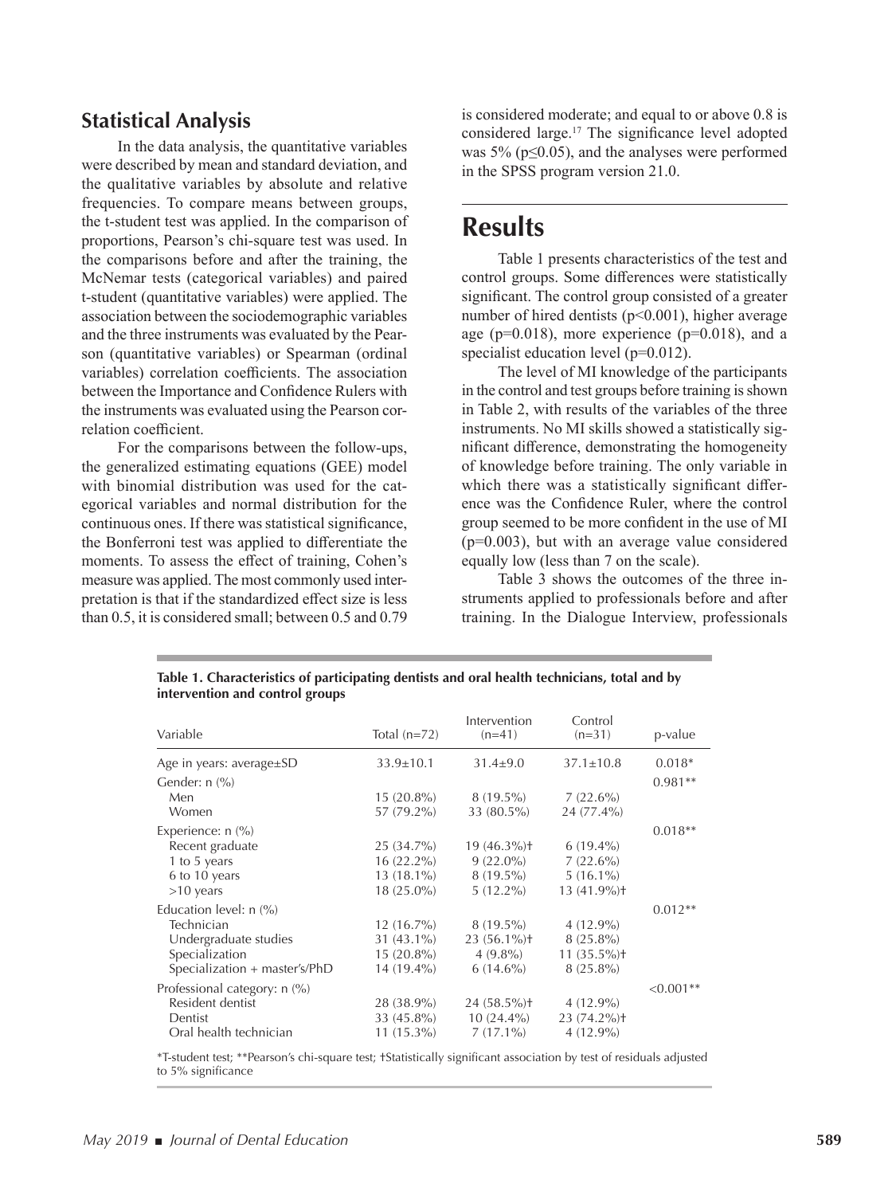## Statistical Analysis

In the data analysis, the quantitative variables were described by mean and standard deviation, and the qualitative variables by absolute and relative frequencies. To compare means between groups, the t-student test was applied. In the comparison of proportions, Pearson's chi-square test was used. In the comparisons before and after the training, the McNemar tests (categorical variables) and paired t-student (quantitative variables) were applied. The association between the sociodemographic variables and the three instruments was evaluated by the Pearson (quantitative variables) or Spearman (ordinal variables) correlation coefficients. The association between the Importance and Confidence Rulers with the instruments was evaluated using the Pearson correlation coefficient.

For the comparisons between the follow-ups, the generalized estimating equations (GEE) model with binomial distribution was used for the categorical variables and normal distribution for the continuous ones. If there was statistical significance, the Bonferroni test was applied to differentiate the moments. To assess the effect of training, Cohen's measure was applied. The most commonly used interpretation is that if the standardized effect size is less than 0.5, it is considered small; between 0.5 and 0.79 is considered moderate; and equal to or above 0.8 is considered large.[17] The significance level adopted was 5% ($p \leq 0.05$), and the analyses were performed in the SPSS program version 21.0.

# Results

Table 1 presents characteristics of the test and control groups. Some differences were statistically significant. The control group consisted of a greater number of hired dentists ($p<0.001$), higher average age ($p=0.018$), more experience ($p=0.018$), and a specialist education level ($p=0.012$).

The level of MI knowledge of the participants in the control and test groups before training is shown in Table 2, with results of the variables of the three instruments. No MI skills showed a statistically significant difference, demonstrating the homogeneity of knowledge before training. The only variable in which there was a statistically significant difference was the Confidence Ruler, where the control group seemed to be more confident in the use of MI ($p=0.003$), but with an average value considered equally low (less than 7 on the scale).

Table 3 shows the outcomes of the three instruments applied to professionals before and after training. In the Dialogue Interview, professionals

**Table 1. Characteristics of participating dentists and oral health technicians, total and by intervention and control groups**

| Variable | Total (n=72) | Intervention (n=41) | Control (n=31) | p-value |
|---|---|---|---|---|
| Age in years: average±SD | 33.9±10.1 | 31.4±9.0 | 37.1±10.8 | 0.018* |
| Gender: n (%) | | | | 0.981** |
| Men | 15 (20.8%) | 8 (19.5%) | 7 (22.6%) | |
| Women | 57 (79.2%) | 33 (80.5%) | 24 (77.4%) | |
| Experience: n (%) | | | | 0.018** |
| Recent graduate | 25 (34.7%) | 19 (46.3%)† | 6 (19.4%) | |
| 1 to 5 years | 16 (22.2%) | 9 (22.0%) | 7 (22.6%) | |
| 6 to 10 years | 13 (18.1%) | 8 (19.5%) | 5 (16.1%) | |
| >10 years | 18 (25.0%) | 5 (12.2%) | 13 (41.9%)† | |
| Education level: n (%) | | | | 0.012** |
| Technician | 12 (16.7%) | 8 (19.5%) | 4 (12.9%) | |
| Undergraduate studies | 31 (43.1%) | 23 (56.1%)† | 8 (25.8%) | |
| Specialization | 15 (20.8%) | 4 (9.8%) | 11 (35.5%)† | |
| Specialization + master's/PhD | 14 (19.4%) | 6 (14.6%) | 8 (25.8%) | |
| Professional category: n (%) | | | | <0.001** |
| Resident dentist | 28 (38.9%) | 24 (58.5%)† | 4 (12.9%) | |
| Dentist | 33 (45.8%) | 10 (24.4%) | 23 (74.2%)† | |
| Oral health technician | 11 (15.3%) | 7 (17.1%) | 4 (12.9%) | |

*T-student test; **Pearson's chi-square test; †Statistically significant association by test of residuals adjusted to 5% significance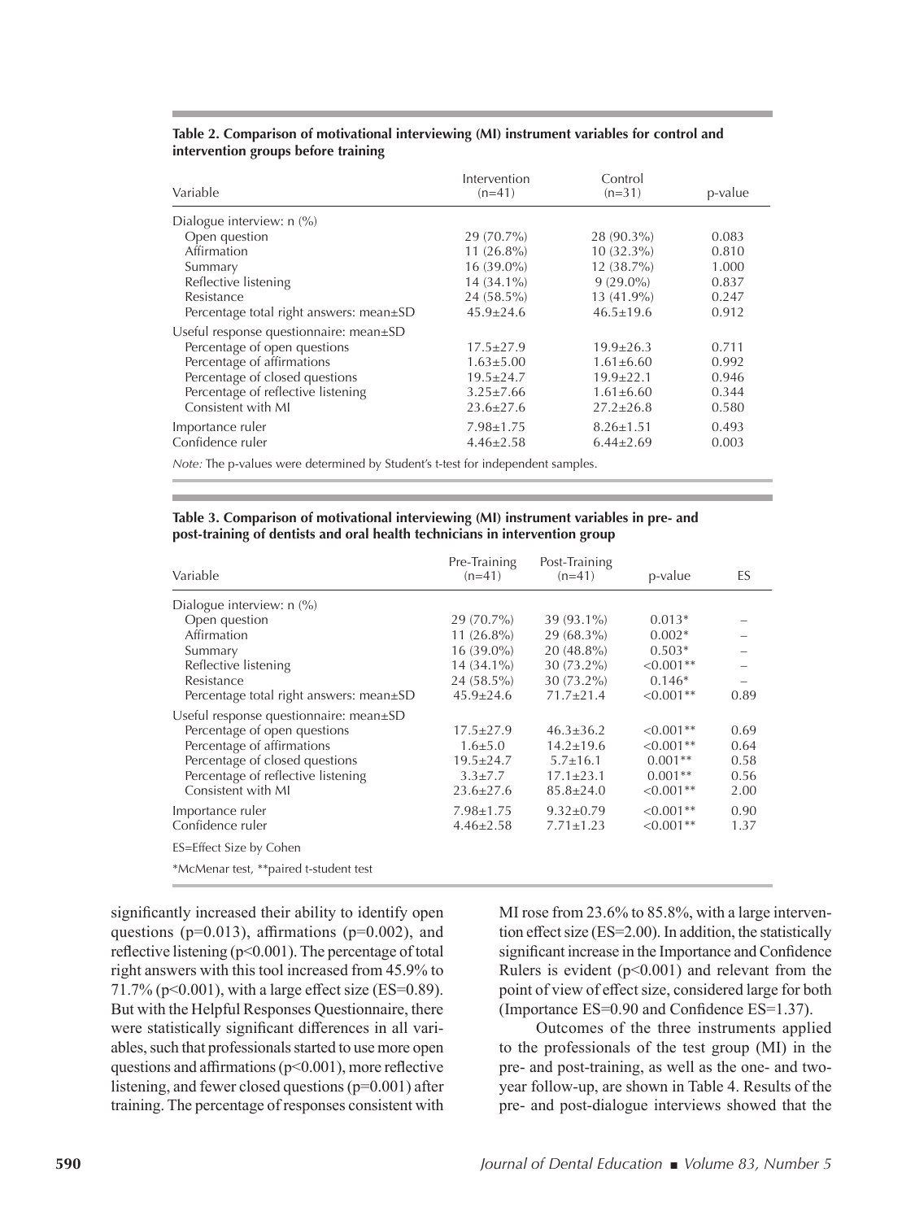**Table 2. Comparison of motivational interviewing (MI) instrument variables for control and intervention groups before training**

| Variable | Intervention (n=41) | Control (n=31) | p-value |
|---|---|---|---|
| Dialogue interview: n (%) | | | |
| Open question | 29 (70.7%) | 28 (90.3%) | 0.083 |
| Affirmation | 11 (26.8%) | 10 (32.3%) | 0.810 |
| Summary | 16 (39.0%) | 12 (38.7%) | 1.000 |
| Reflective listening | 14 (34.1%) | 9 (29.0%) | 0.837 |
| Resistance | 24 (58.5%) | 13 (41.9%) | 0.247 |
| Percentage total right answers: mean±SD | 45.9±24.6 | 46.5±19.6 | 0.912 |
| Useful response questionnaire: mean±SD | | | |
| Percentage of open questions | 17.5±27.9 | 19.9±26.3 | 0.711 |
| Percentage of affirmations | 1.63±5.00 | 1.61±6.60 | 0.992 |
| Percentage of closed questions | 19.5±24.7 | 19.9±22.1 | 0.946 |
| Percentage of reflective listening | 3.25±7.66 | 1.61±6.60 | 0.344 |
| Consistent with MI | 23.6±27.6 | 27.2±26.8 | 0.580 |
| Importance ruler | 7.98±1.75 | 8.26±1.51 | 0.493 |
| Confidence ruler | 4.46±2.58 | 6.44±2.69 | 0.003 |

*Note:* The p-values were determined by Student's t-test for independent samples.

**Table 3. Comparison of motivational interviewing (MI) instrument variables in pre- and post-training of dentists and oral health technicians in intervention group**

| Variable | Pre-Training (n=41) | Post-Training (n=41) | p-value | ES |
|---|---|---|---|---|
| Dialogue interview: n (%) | | | | |
| Open question | 29 (70.7%) | 39 (93.1%) | 0.013* | – |
| Affirmation | 11 (26.8%) | 29 (68.3%) | 0.002* | – |
| Summary | 16 (39.0%) | 20 (48.8%) | 0.503* | – |
| Reflective listening | 14 (34.1%) | 30 (73.2%) | <0.001** | – |
| Resistance | 24 (58.5%) | 30 (73.2%) | 0.146* | – |
| Percentage total right answers: mean±SD | 45.9±24.6 | 71.7±21.4 | <0.001** | 0.89 |
| Useful response questionnaire: mean±SD | | | | |
| Percentage of open questions | 17.5±27.9 | 46.3±36.2 | <0.001** | 0.69 |
| Percentage of affirmations | 1.6±5.0 | 14.2±19.6 | <0.001** | 0.64 |
| Percentage of closed questions | 19.5±24.7 | 5.7±16.1 | 0.001** | 0.58 |
| Percentage of reflective listening | 3.3±7.7 | 17.1±23.1 | 0.001** | 0.56 |
| Consistent with MI | 23.6±27.6 | 85.8±24.0 | <0.001** | 2.00 |
| Importance ruler | 7.98±1.75 | 9.32±0.79 | <0.001** | 0.90 |
| Confidence ruler | 4.46±2.58 | 7.71±1.23 | <0.001** | 1.37 |

ES=Effect Size by Cohen

*McMenar test, **paired t-student test

significantly increased their ability to identify open questions ($p=0.013$), affirmations ($p=0.002$), and reflective listening ($p<0.001$). The percentage of total right answers with this tool increased from 45.9% to 71.7% ($p<0.001$), with a large effect size (ES=0.89). But with the Helpful Responses Questionnaire, there were statistically significant differences in all variables, such that professionals started to use more open questions and affirmations ($p<0.001$), more reflective listening, and fewer closed questions ($p=0.001$) after training. The percentage of responses consistent with MI rose from 23.6% to 85.8%, with a large intervention effect size (ES=2.00). In addition, the statistically significant increase in the Importance and Confidence Rulers is evident ($p<0.001$) and relevant from the point of view of effect size, considered large for both (Importance ES=0.90 and Confidence ES=1.37).

Outcomes of the three instruments applied to the professionals of the test group (MI) in the pre- and post-training, as well as the one- and two-year follow-up, are shown in Table 4. Results of the pre- and post-dialogue interviews showed that the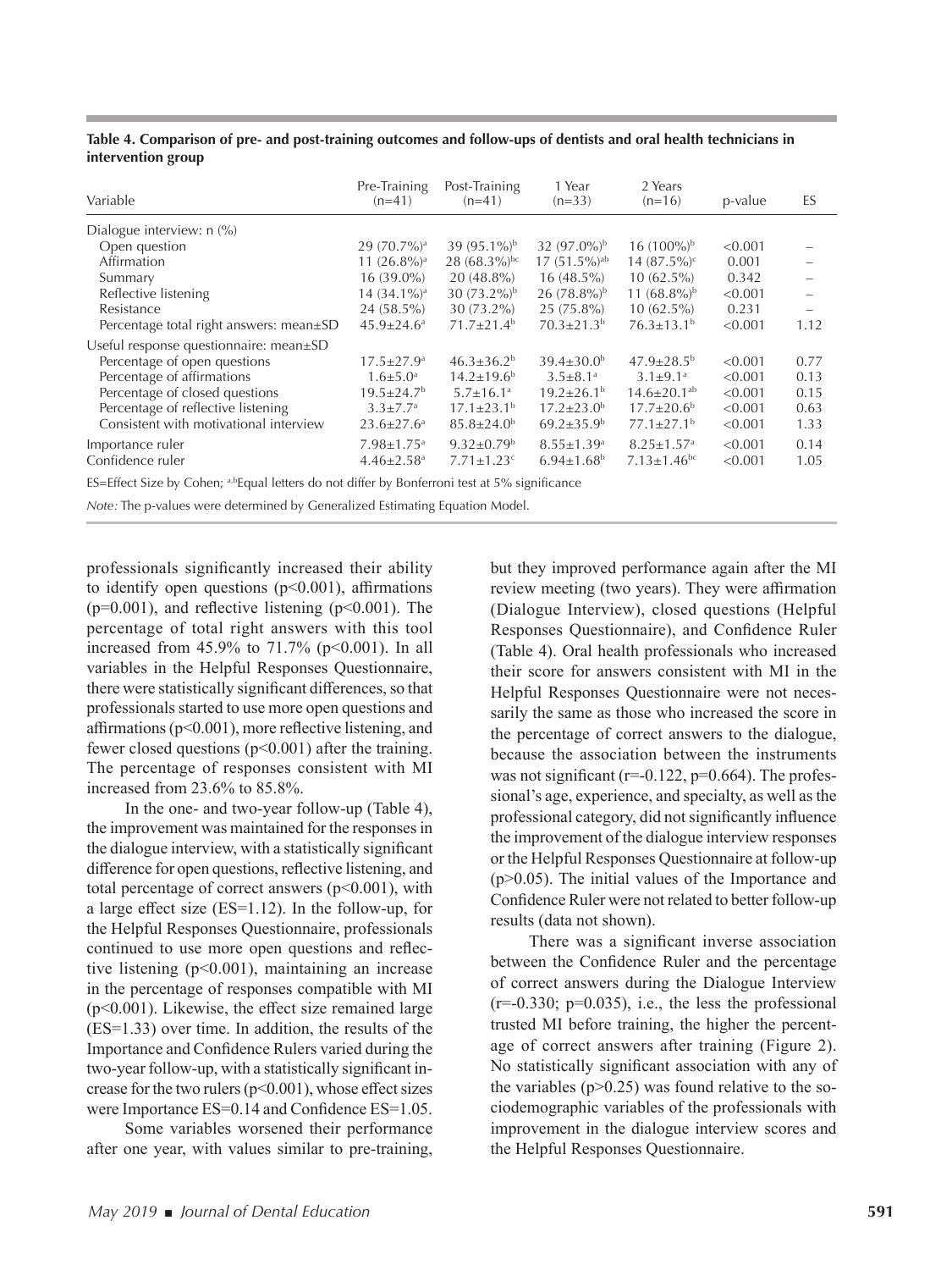**Table 4. Comparison of pre- and post-training outcomes and follow-ups of dentists and oral health technicians in intervention group**

| Variable | Pre-Training (n=41) | Post-Training (n=41) | 1 Year (n=33) | 2 Years (n=16) | p-value | ES |
|---|---|---|---|---|---|---|
| Dialogue interview: n (%) | | | | | | |
| Open question | 29 (70.7%)[a] | 39 (95.1%)[b] | 32 (97.0%)[b] | 16 (100%)[b] | <0.001 | – |
| Affirmation | 11 (26.8%)[a] | 28 (68.3%)[bc] | 17 (51.5%)[ab] | 14 (87.5%)[c] | 0.001 | – |
| Summary | 16 (39.0%) | 20 (48.8%) | 16 (48.5%) | 10 (62.5%) | 0.342 | – |
| Reflective listening | 14 (34.1%)[a] | 30 (73.2%)[b] | 26 (78.8%)[b] | 11 (68.8%)[b] | <0.001 | – |
| Resistance | 24 (58.5%) | 30 (73.2%) | 25 (75.8%) | 10 (62.5%) | 0.231 | – |
| Percentage total right answers: mean±SD | 45.9±24.6[a] | 71.7±21.4[b] | 70.3±21.3[b] | 76.3±13.1[b] | <0.001 | 1.12 |
| Useful response questionnaire: mean±SD | | | | | | |
| Percentage of open questions | 17.5±27.9[a] | 46.3±36.2[b] | 39.4±30.0[b] | 47.9±28.5[b] | <0.001 | 0.77 |
| Percentage of affirmations | 1.6±5.0[a] | 14.2±19.6[b] | 3.5±8.1[a] | 3.1±9.1[a] | <0.001 | 0.13 |
| Percentage of closed questions | 19.5±24.7[b] | 5.7±16.1[a] | 19.2±26.1[b] | 14.6±20.1[ab] | <0.001 | 0.15 |
| Percentage of reflective listening | 3.3±7.7[a] | 17.1±23.1[b] | 17.2±23.0[b] | 17.7±20.6[b] | <0.001 | 0.63 |
| Consistent with motivational interview | 23.6±27.6[a] | 85.8±24.0[b] | 69.2±35.9[b] | 77.1±27.1[b] | <0.001 | 1.33 |
| Importance ruler | 7.98±1.75[a] | 9.32±0.79[b] | 8.55±1.39[a] | 8.25±1.57[a] | <0.001 | 0.14 |
| Confidence ruler | 4.46±2.58[a] | 7.71±1.23[c] | 6.94±1.68[b] | 7.13±1.46[bc] | <0.001 | 1.05 |

ES=Effect Size by Cohen; [a,b]Equal letters do not differ by Bonferroni test at 5% significance

*Note:* The p-values were determined by Generalized Estimating Equation Model.

professionals significantly increased their ability to identify open questions ($p<0.001$), affirmations ($p=0.001$), and reflective listening ($p<0.001$). The percentage of total right answers with this tool increased from 45.9% to 71.7% ($p<0.001$). In all variables in the Helpful Responses Questionnaire, there were statistically significant differences, so that professionals started to use more open questions and affirmations ($p<0.001$), more reflective listening, and fewer closed questions ($p<0.001$) after the training. The percentage of responses consistent with MI increased from 23.6% to 85.8%.

In the one- and two-year follow-up (Table 4), the improvement was maintained for the responses in the dialogue interview, with a statistically significant difference for open questions, reflective listening, and total percentage of correct answers ($p<0.001$), with a large effect size (ES=1.12). In the follow-up, for the Helpful Responses Questionnaire, professionals continued to use more open questions and reflective listening ($p<0.001$), maintaining an increase in the percentage of responses compatible with MI ($p<0.001$). Likewise, the effect size remained large (ES=1.33) over time. In addition, the results of the Importance and Confidence Rulers varied during the two-year follow-up, with a statistically significant increase for the two rulers ($p<0.001$), whose effect sizes were Importance ES=0.14 and Confidence ES=1.05.

Some variables worsened their performance after one year, with values similar to pre-training, but they improved performance again after the MI review meeting (two years). They were affirmation (Dialogue Interview), closed questions (Helpful Responses Questionnaire), and Confidence Ruler (Table 4). Oral health professionals who increased their score for answers consistent with MI in the Helpful Responses Questionnaire were not necessarily the same as those who increased the score in the percentage of correct answers to the dialogue, because the association between the instruments was not significant ($r=-0.122$, $p=0.664$). The professional's age, experience, and specialty, as well as the professional category, did not significantly influence the improvement of the dialogue interview responses or the Helpful Responses Questionnaire at follow-up ($p>0.05$). The initial values of the Importance and Confidence Ruler were not related to better follow-up results (data not shown).

There was a significant inverse association between the Confidence Ruler and the percentage of correct answers during the Dialogue Interview ($r=-0.330$; $p=0.035$), i.e., the less the professional trusted MI before training, the higher the percentage of correct answers after training (Figure 2). No statistically significant association with any of the variables ($p>0.25$) was found relative to the sociodemographic variables of the professionals with improvement in the dialogue interview scores and the Helpful Responses Questionnaire.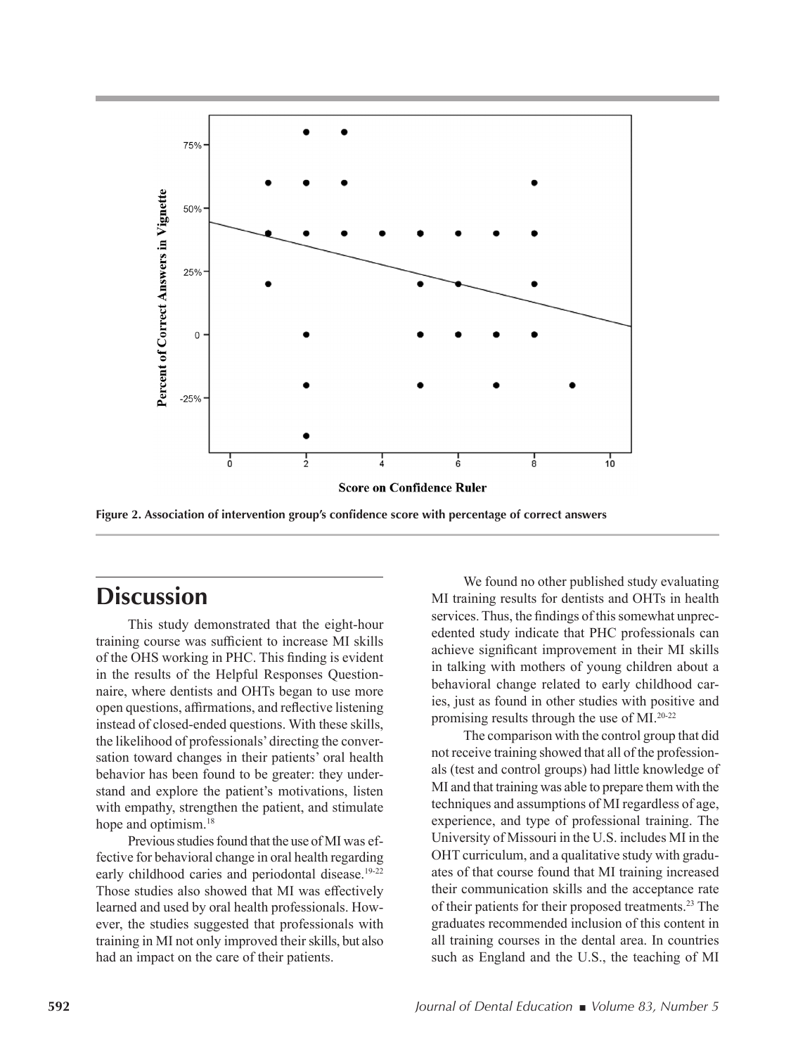Percent of Correct Answers in Vignette

75%

50%

25%

0

-25%

0 2 4 6 8 10

Score on Confidence Ruler

**Figure 2. Association of intervention group's confidence score with percentage of correct answers**

## Discussion

This study demonstrated that the eight-hour training course was sufficient to increase MI skills of the OHS working in PHC. This finding is evident in the results of the Helpful Responses Questionnaire, where dentists and OHTs began to use more open questions, affirmations, and reflective listening instead of closed-ended questions. With these skills, the likelihood of professionals' directing the conversation toward changes in their patients' oral health behavior has been found to be greater: they understand and explore the patient's motivations, listen with empathy, strengthen the patient, and stimulate hope and optimism.[18]

Previous studies found that the use of MI was effective for behavioral change in oral health regarding early childhood caries and periodontal disease.[19-22] Those studies also showed that MI was effectively learned and used by oral health professionals. However, the studies suggested that professionals with training in MI not only improved their skills, but also had an impact on the care of their patients.

We found no other published study evaluating MI training results for dentists and OHTs in health services. Thus, the findings of this somewhat unprecedented study indicate that PHC professionals can achieve significant improvement in their MI skills in talking with mothers of young children about a behavioral change related to early childhood caries, just as found in other studies with positive and promising results through the use of MI.[20-22]

The comparison with the control group that did not receive training showed that all of the professionals (test and control groups) had little knowledge of MI and that training was able to prepare them with the techniques and assumptions of MI regardless of age, experience, and type of professional training. The University of Missouri in the U.S. includes MI in the OHT curriculum, and a qualitative study with graduates of that course found that MI training increased their communication skills and the acceptance rate of their patients for their proposed treatments.[23] The graduates recommended inclusion of this content in all training courses in the dental area. In countries such as England and the U.S., the teaching of MI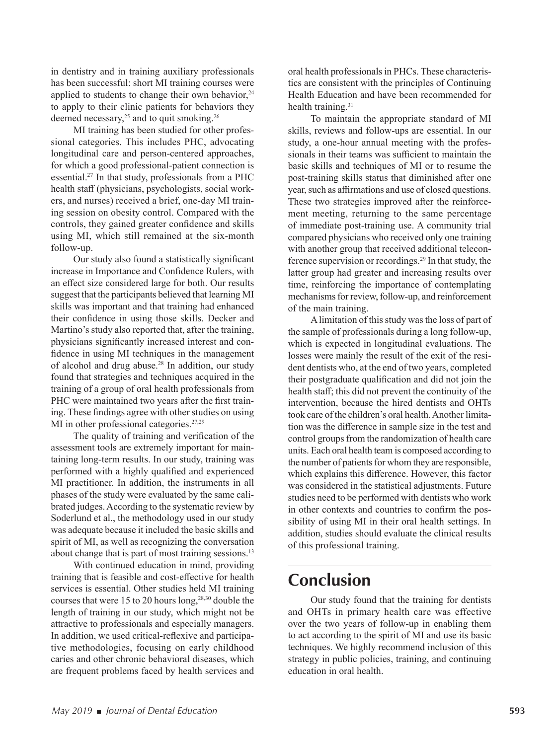in dentistry and in training auxiliary professionals has been successful: short MI training courses were applied to students to change their own behavior,[24] to apply to their clinic patients for behaviors they deemed necessary,[25] and to quit smoking.[26]

MI training has been studied for other professional categories. This includes PHC, advocating longitudinal care and person-centered approaches, for which a good professional-patient connection is essential.[27] In that study, professionals from a PHC health staff (physicians, psychologists, social workers, and nurses) received a brief, one-day MI training session on obesity control. Compared with the controls, they gained greater confidence and skills using MI, which still remained at the six-month follow-up.

Our study also found a statistically significant increase in Importance and Confidence Rulers, with an effect size considered large for both. Our results suggest that the participants believed that learning MI skills was important and that training had enhanced their confidence in using those skills. Decker and Martino's study also reported that, after the training, physicians significantly increased interest and confidence in using MI techniques in the management of alcohol and drug abuse.[28] In addition, our study found that strategies and techniques acquired in the training of a group of oral health professionals from PHC were maintained two years after the first training. These findings agree with other studies on using MI in other professional categories.[27,29]

The quality of training and verification of the assessment tools are extremely important for maintaining long-term results. In our study, training was performed with a highly qualified and experienced MI practitioner. In addition, the instruments in all phases of the study were evaluated by the same calibrated judges. According to the systematic review by Soderlund et al., the methodology used in our study was adequate because it included the basic skills and spirit of MI, as well as recognizing the conversation about change that is part of most training sessions.[13]

With continued education in mind, providing training that is feasible and cost-effective for health services is essential. Other studies held MI training courses that were 15 to 20 hours long,[28,30] double the length of training in our study, which might not be attractive to professionals and especially managers. In addition, we used critical-reflexive and participative methodologies, focusing on early childhood caries and other chronic behavioral diseases, which are frequent problems faced by health services and oral health professionals in PHCs. These characteristics are consistent with the principles of Continuing Health Education and have been recommended for health training.[31]

To maintain the appropriate standard of MI skills, reviews and follow-ups are essential. In our study, a one-hour annual meeting with the professionals in their teams was sufficient to maintain the basic skills and techniques of MI or to resume the post-training skills status that diminished after one year, such as affirmations and use of closed questions. These two strategies improved after the reinforcement meeting, returning to the same percentage of immediate post-training use. A community trial compared physicians who received only one training with another group that received additional teleconference supervision or recordings.[29] In that study, the latter group had greater and increasing results over time, reinforcing the importance of contemplating mechanisms for review, follow-up, and reinforcement of the main training.

A limitation of this study was the loss of part of the sample of professionals during a long follow-up, which is expected in longitudinal evaluations. The losses were mainly the result of the exit of the resident dentists who, at the end of two years, completed their postgraduate qualification and did not join the health staff; this did not prevent the continuity of the intervention, because the hired dentists and OHTs took care of the children's oral health. Another limitation was the difference in sample size in the test and control groups from the randomization of health care units. Each oral health team is composed according to the number of patients for whom they are responsible, which explains this difference. However, this factor was considered in the statistical adjustments. Future studies need to be performed with dentists who work in other contexts and countries to confirm the possibility of using MI in their oral health settings. In addition, studies should evaluate the clinical results of this professional training.

## Conclusion

Our study found that the training for dentists and OHTs in primary health care was effective over the two years of follow-up in enabling them to act according to the spirit of MI and use its basic techniques. We highly recommend inclusion of this strategy in public policies, training, and continuing education in oral health.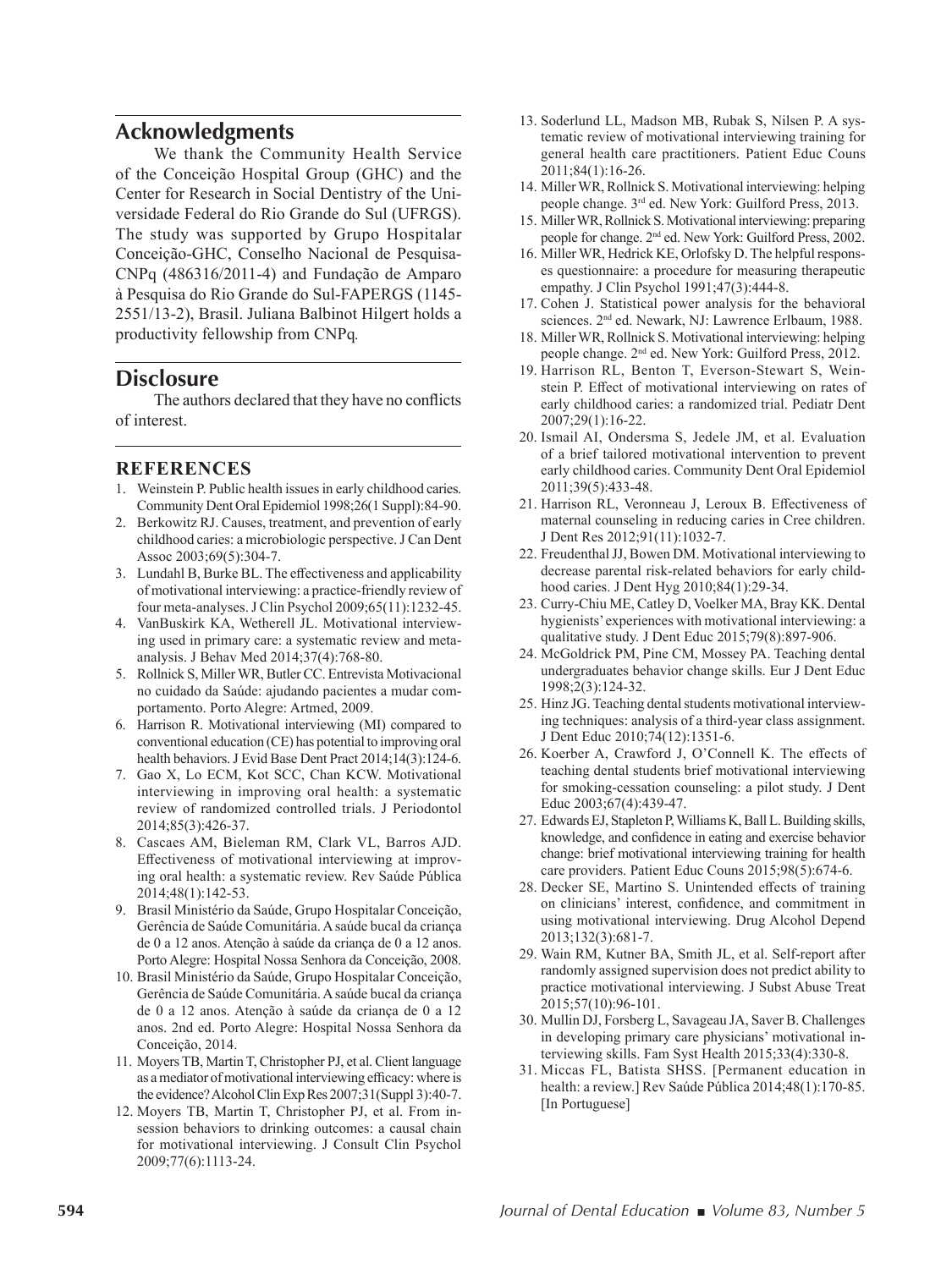## Acknowledgments

We thank the Community Health Service of the Conceição Hospital Group (GHC) and the Center for Research in Social Dentistry of the Universidade Federal do Rio Grande do Sul (UFRGS). The study was supported by Grupo Hospitalar Conceição-GHC, Conselho Nacional de Pesquisa-CNPq (486316/2011-4) and Fundação de Amparo à Pesquisa do Rio Grande do Sul-FAPERGS (1145-2551/13-2), Brasil. Juliana Balbinot Hilgert holds a productivity fellowship from CNPq.

## Disclosure

The authors declared that they have no conflicts of interest.

### REFERENCES

1. Weinstein P. Public health issues in early childhood caries. Community Dent Oral Epidemiol 1998;26(1 Suppl):84-90.
2. Berkowitz RJ. Causes, treatment, and prevention of early childhood caries: a microbiologic perspective. J Can Dent Assoc 2003;69(5):304-7.
3. Lundahl B, Burke BL. The effectiveness and applicability of motivational interviewing: a practice-friendly review of four meta-analyses. J Clin Psychol 2009;65(11):1232-45.
4. VanBuskirk KA, Wetherell JL. Motivational interviewing used in primary care: a systematic review and meta-analysis. J Behav Med 2014;37(4):768-80.
5. Rollnick S, Miller WR, Butler CC. Entrevista Motivacional no cuidado da Saúde: ajudando pacientes a mudar comportamento. Porto Alegre: Artmed, 2009.
6. Harrison R. Motivational interviewing (MI) compared to conventional education (CE) has potential to improving oral health behaviors. J Evid Base Dent Pract 2014;14(3):124-6.
7. Gao X, Lo ECM, Kot SCC, Chan KCW. Motivational interviewing in improving oral health: a systematic review of randomized controlled trials. J Periodontol 2014;85(3):426-37.
8. Cascaes AM, Bieleman RM, Clark VL, Barros AJD. Effectiveness of motivational interviewing at improving oral health: a systematic review. Rev Saúde Pública 2014;48(1):142-53.
9. Brasil Ministério da Saúde, Grupo Hospitalar Conceição, Gerência de Saúde Comunitária. A saúde bucal da criança de 0 a 12 anos. Atenção à saúde da criança de 0 a 12 anos. Porto Alegre: Hospital Nossa Senhora da Conceição, 2008.
10. Brasil Ministério da Saúde, Grupo Hospitalar Conceição, Gerência de Saúde Comunitária. A saúde bucal da criança de 0 a 12 anos. Atenção à saúde da criança de 0 a 12 anos. 2nd ed. Porto Alegre: Hospital Nossa Senhora da Conceição, 2014.
11. Moyers TB, Martin T, Christopher PJ, et al. Client language as a mediator of motivational interviewing efficacy: where is the evidence? Alcohol Clin Exp Res 2007;31(Suppl 3):40-7.
12. Moyers TB, Martin T, Christopher PJ, et al. From in-session behaviors to drinking outcomes: a causal chain for motivational interviewing. J Consult Clin Psychol 2009;77(6):1113-24.
13. Soderlund LL, Madson MB, Rubak S, Nilsen P. A systematic review of motivational interviewing training for general health care practitioners. Patient Educ Couns 2011;84(1):16-26.
14. Miller WR, Rollnick S. Motivational interviewing: helping people change. 3rd ed. New York: Guilford Press, 2013.
15. Miller WR, Rollnick S. Motivational interviewing: preparing people for change. 2nd ed. New York: Guilford Press, 2002.
16. Miller WR, Hedrick KE, Orlofsky D. The helpful responses questionnaire: a procedure for measuring therapeutic empathy. J Clin Psychol 1991;47(3):444-8.
17. Cohen J. Statistical power analysis for the behavioral sciences. 2nd ed. Newark, NJ: Lawrence Erlbaum, 1988.
18. Miller WR, Rollnick S. Motivational interviewing: helping people change. 2nd ed. New York: Guilford Press, 2012.
19. Harrison RL, Benton T, Everson-Stewart S, Weinstein P. Effect of motivational interviewing on rates of early childhood caries: a randomized trial. Pediatr Dent 2007;29(1):16-22.
20. Ismail AI, Ondersma S, Jedele JM, et al. Evaluation of a brief tailored motivational intervention to prevent early childhood caries. Community Dent Oral Epidemiol 2011;39(5):433-48.
21. Harrison RL, Veronneau J, Leroux B. Effectiveness of maternal counseling in reducing caries in Cree children. J Dent Res 2012;91(11):1032-7.
22. Freudenthal JJ, Bowen DM. Motivational interviewing to decrease parental risk-related behaviors for early childhood caries. J Dent Hyg 2010;84(1):29-34.
23. Curry-Chiu ME, Catley D, Voelker MA, Bray KK. Dental hygienists' experiences with motivational interviewing: a qualitative study. J Dent Educ 2015;79(8):897-906.
24. McGoldrick PM, Pine CM, Mossey PA. Teaching dental undergraduates behavior change skills. Eur J Dent Educ 1998;2(3):124-32.
25. Hinz JG. Teaching dental students motivational interviewing techniques: analysis of a third-year class assignment. J Dent Educ 2010;74(12):1351-6.
26. Koerber A, Crawford J, O'Connell K. The effects of teaching dental students brief motivational interviewing for smoking-cessation counseling: a pilot study. J Dent Educ 2003;67(4):439-47.
27. Edwards EJ, Stapleton P, Williams K, Ball L. Building skills, knowledge, and confidence in eating and exercise behavior change: brief motivational interviewing training for health care providers. Patient Educ Couns 2015;98(5):674-6.
28. Decker SE, Martino S. Unintended effects of training on clinicians' interest, confidence, and commitment in using motivational interviewing. Drug Alcohol Depend 2013;132(3):681-7.
29. Wain RM, Kutner BA, Smith JL, et al. Self-report after randomly assigned supervision does not predict ability to practice motivational interviewing. J Subst Abuse Treat 2015;57(10):96-101.
30. Mullin DJ, Forsberg L, Savageau JA, Saver B. Challenges in developing primary care physicians' motivational interviewing skills. Fam Syst Health 2015;33(4):330-8.
31. Miccas FL, Batista SHSS. [Permanent education in health: a review.] Rev Saúde Pública 2014;48(1):170-85. [In Portuguese]